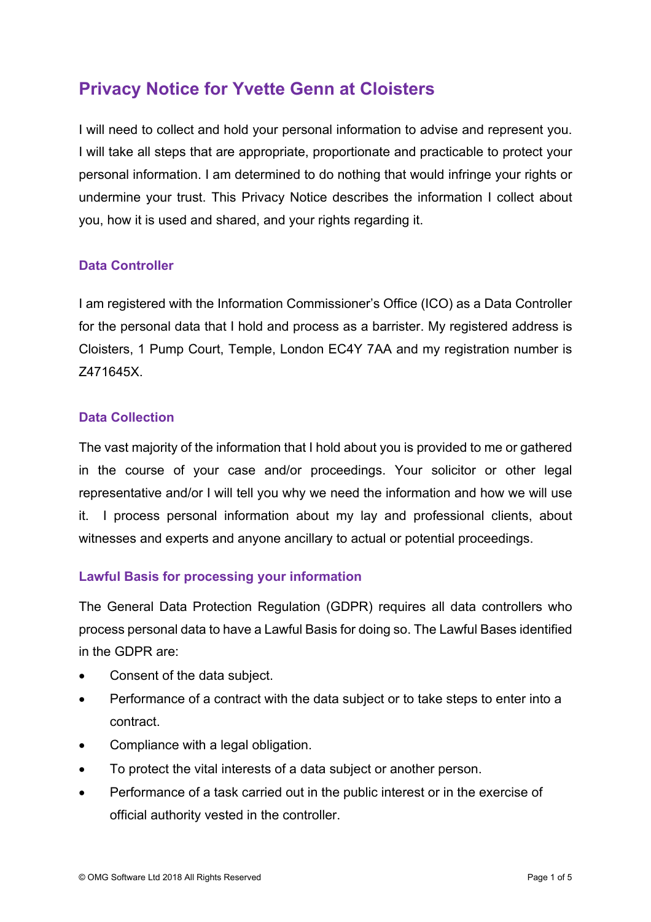# Privacy Notice for Yvette Genn at Cloisters

I will need to collect and hold your personal information to advise and represent you. I will take all steps that are appropriate, proportionate and practicable to protect your personal information. I am determined to do nothing that would infringe your rights or undermine your trust. This Privacy Notice describes the information I collect about you, how it is used and shared, and your rights regarding it.

## Data Controller

I am registered with the Information Commissioner's Office (ICO) as a Data Controller for the personal data that I hold and process as a barrister. My registered address is Cloisters, 1 Pump Court, Temple, London EC4Y 7AA and my registration number is Z471645X.

## Data Collection

The vast majority of the information that I hold about you is provided to me or gathered in the course of your case and/or proceedings. Your solicitor or other legal representative and/or I will tell you why we need the information and how we will use it. I process personal information about my lay and professional clients, about witnesses and experts and anyone ancillary to actual or potential proceedings.

## Lawful Basis for processing your information

The General Data Protection Regulation (GDPR) requires all data controllers who process personal data to have a Lawful Basis for doing so. The Lawful Bases identified in the GDPR are:

- Consent of the data subject.
- Performance of a contract with the data subject or to take steps to enter into a contract.
- Compliance with a legal obligation.
- To protect the vital interests of a data subject or another person.
- Performance of a task carried out in the public interest or in the exercise of official authority vested in the controller.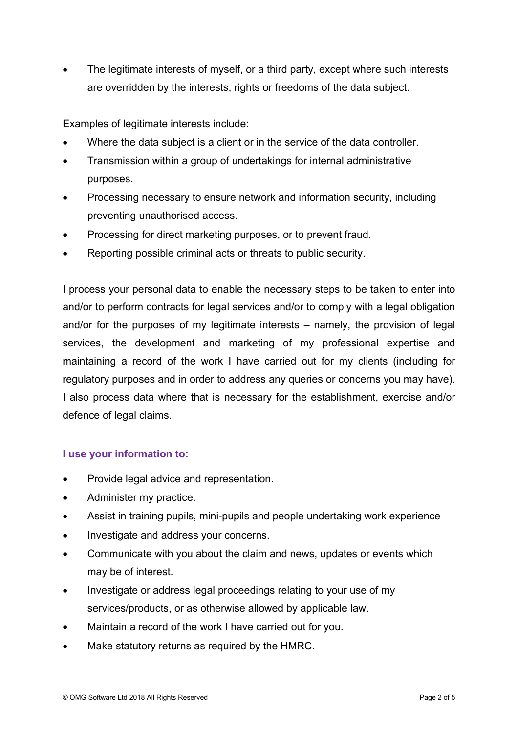- The legitimate interests of myself, or a third party, except where such interests are overridden by the interests, rights or freedoms of the data subject.

Examples of legitimate interests include:

- Where the data subject is a client or in the service of the data controller.
- Transmission within a group of undertakings for internal administrative purposes.
- Processing necessary to ensure network and information security, including preventing unauthorised access.
- Processing for direct marketing purposes, or to prevent fraud.
- Reporting possible criminal acts or threats to public security.

I process your personal data to enable the necessary steps to be taken to enter into and/or to perform contracts for legal services and/or to comply with a legal obligation and/or for the purposes of my legitimate interests – namely, the provision of legal services, the development and marketing of my professional expertise and maintaining a record of the work I have carried out for my clients (including for regulatory purposes and in order to address any queries or concerns you may have). I also process data where that is necessary for the establishment, exercise and/or defence of legal claims.

## I use your information to:

- Provide legal advice and representation.
- Administer my practice.
- Assist in training pupils, mini-pupils and people undertaking work experience
- Investigate and address your concerns.
- Communicate with you about the claim and news, updates or events which may be of interest.
- Investigate or address legal proceedings relating to your use of my services/products, or as otherwise allowed by applicable law.
- Maintain a record of the work I have carried out for you.
- Make statutory returns as required by the HMRC.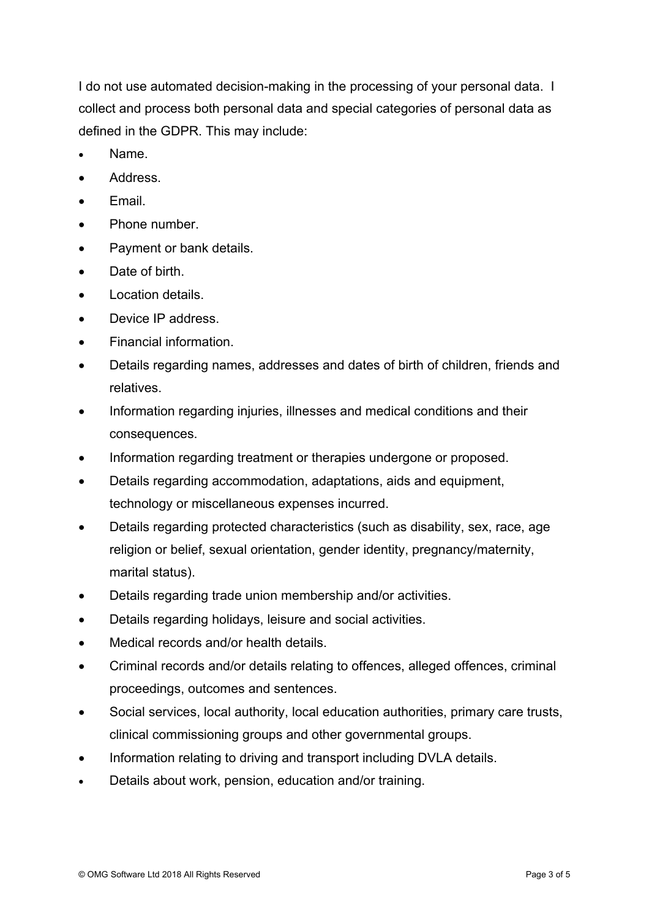I do not use automated decision-making in the processing of your personal data. I collect and process both personal data and special categories of personal data as defined in the GDPR. This may include:

- Name.
- Address.
- Email.
- Phone number.
- Payment or bank details.
- Date of birth.
- Location details.
- Device IP address.
- Financial information.
- Details regarding names, addresses and dates of birth of children, friends and relatives.
- Information regarding injuries, illnesses and medical conditions and their consequences.
- Information regarding treatment or therapies undergone or proposed.
- Details regarding accommodation, adaptations, aids and equipment, technology or miscellaneous expenses incurred.
- Details regarding protected characteristics (such as disability, sex, race, age religion or belief, sexual orientation, gender identity, pregnancy/maternity, marital status).
- Details regarding trade union membership and/or activities.
- Details regarding holidays, leisure and social activities.
- Medical records and/or health details.
- Criminal records and/or details relating to offences, alleged offences, criminal proceedings, outcomes and sentences.
- Social services, local authority, local education authorities, primary care trusts, clinical commissioning groups and other governmental groups.
- Information relating to driving and transport including DVLA details.
- Details about work, pension, education and/or training.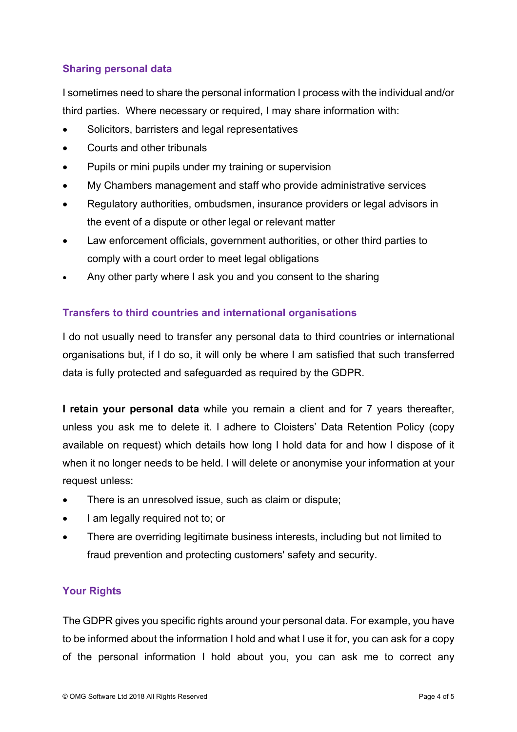### Sharing personal data

I sometimes need to share the personal information I process with the individual and/or third parties. Where necessary or required, I may share information with:

- Solicitors, barristers and legal representatives
- Courts and other tribunals
- Pupils or mini pupils under my training or supervision
- My Chambers management and staff who provide administrative services
- Regulatory authorities, ombudsmen, insurance providers or legal advisors in the event of a dispute or other legal or relevant matter
- Law enforcement officials, government authorities, or other third parties to comply with a court order to meet legal obligations
- Any other party where I ask you and you consent to the sharing

### Transfers to third countries and international organisations

I do not usually need to transfer any personal data to third countries or international organisations but, if I do so, it will only be where I am satisfied that such transferred data is fully protected and safeguarded as required by the GDPR.

**I retain your personal data** while you remain a client and for 7 years thereafter, unless you ask me to delete it. I adhere to Cloisters' Data Retention Policy (copy available on request) which details how long I hold data for and how I dispose of it when it no longer needs to be held. I will delete or anonymise your information at your request unless:

- There is an unresolved issue, such as claim or dispute;
- I am legally required not to; or
- There are overriding legitimate business interests, including but not limited to fraud prevention and protecting customers' safety and security.

### Your Rights

The GDPR gives you specific rights around your personal data. For example, you have to be informed about the information I hold and what I use it for, you can ask for a copy of the personal information I hold about you, you can ask me to correct any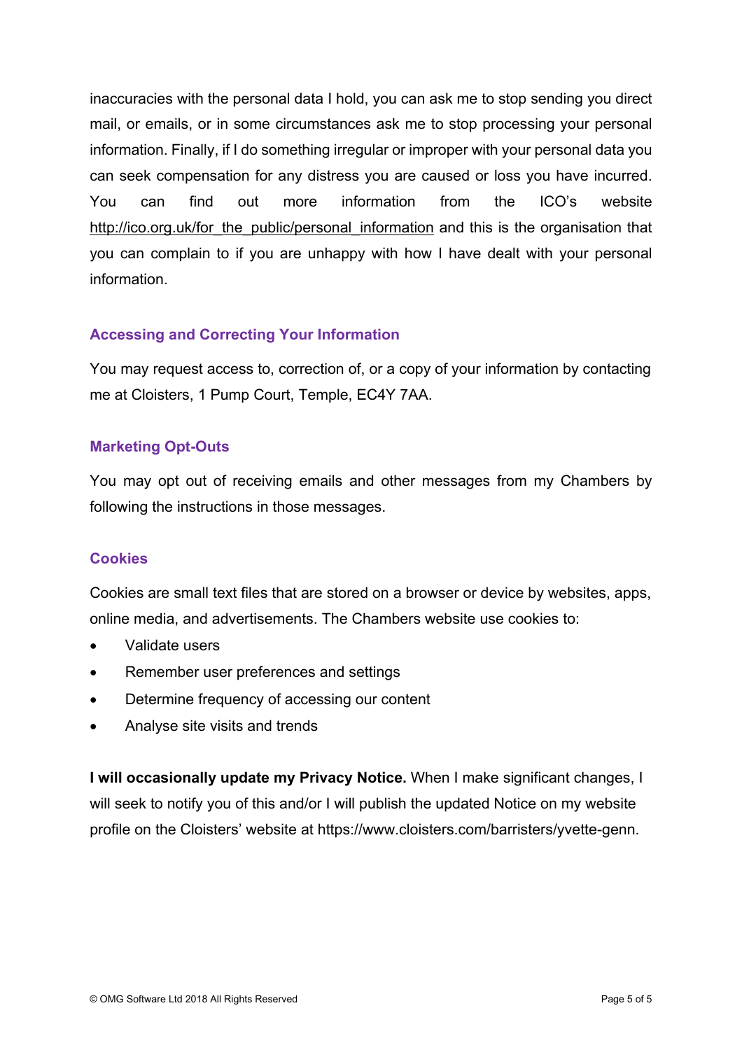inaccuracies with the personal data I hold, you can ask me to stop sending you direct mail, or emails, or in some circumstances ask me to stop processing your personal information. Finally, if I do something irregular or improper with your personal data you can seek compensation for any distress you are caused or loss you have incurred. You can find out more information from the ICO's website http://ico.org.uk/for_the_public/personal_information and this is the organisation that you can complain to if you are unhappy with how I have dealt with your personal information.

### Accessing and Correcting Your Information

You may request access to, correction of, or a copy of your information by contacting me at Cloisters, 1 Pump Court, Temple, EC4Y 7AA.

### Marketing Opt-Outs

You may opt out of receiving emails and other messages from my Chambers by following the instructions in those messages.

### Cookies

Cookies are small text files that are stored on a browser or device by websites, apps, online media, and advertisements. The Chambers website use cookies to:

- Validate users
- Remember user preferences and settings
- Determine frequency of accessing our content
- Analyse site visits and trends

**I will occasionally update my Privacy Notice.** When I make significant changes, I will seek to notify you of this and/or I will publish the updated Notice on my website profile on the Cloisters' website at https://www.cloisters.com/barristers/yvette-genn.

© OMG Software Ltd 2018 All Rights Reserved